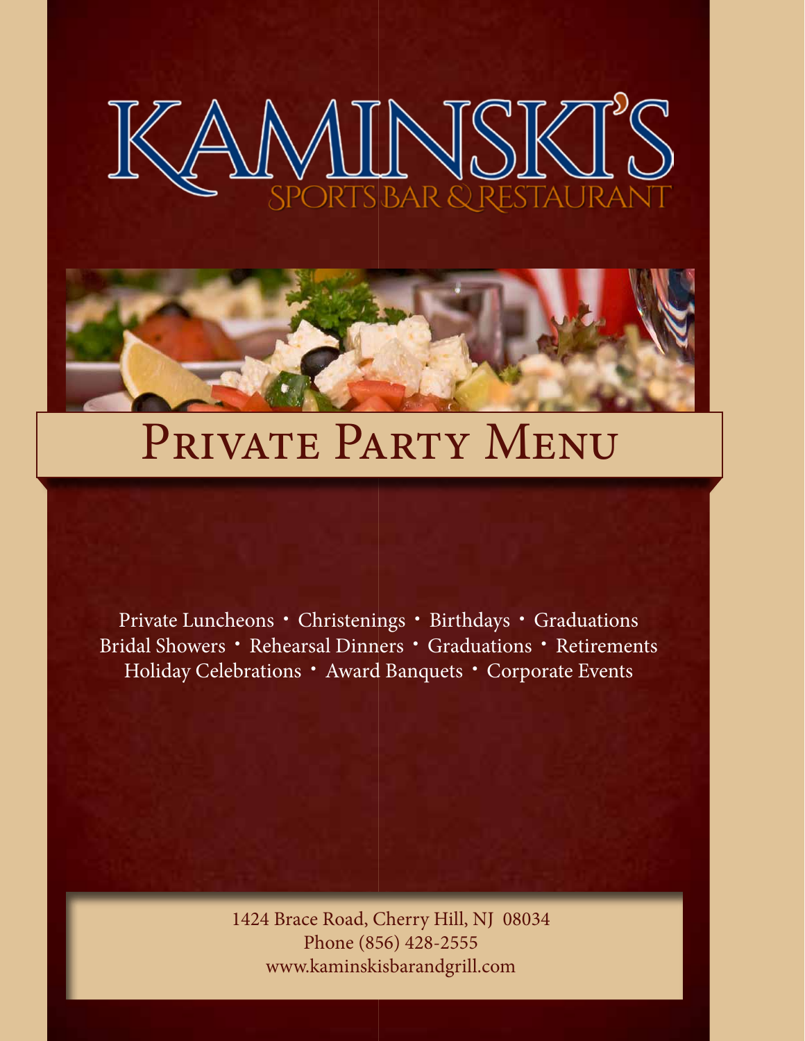# KAMINSKI'S

SPORTS BAR & RESTAURANT

## Private Party Menu

Private Luncheons • Christenings • Birthdays • Graduations
Bridal Showers • Rehearsal Dinners • Graduations • Retirements
Holiday Celebrations • Award Banquets • Corporate Events

1424 Brace Road, Cherry Hill, NJ 08034
Phone (856) 428-2555
www.kaminskisbarandgrill.com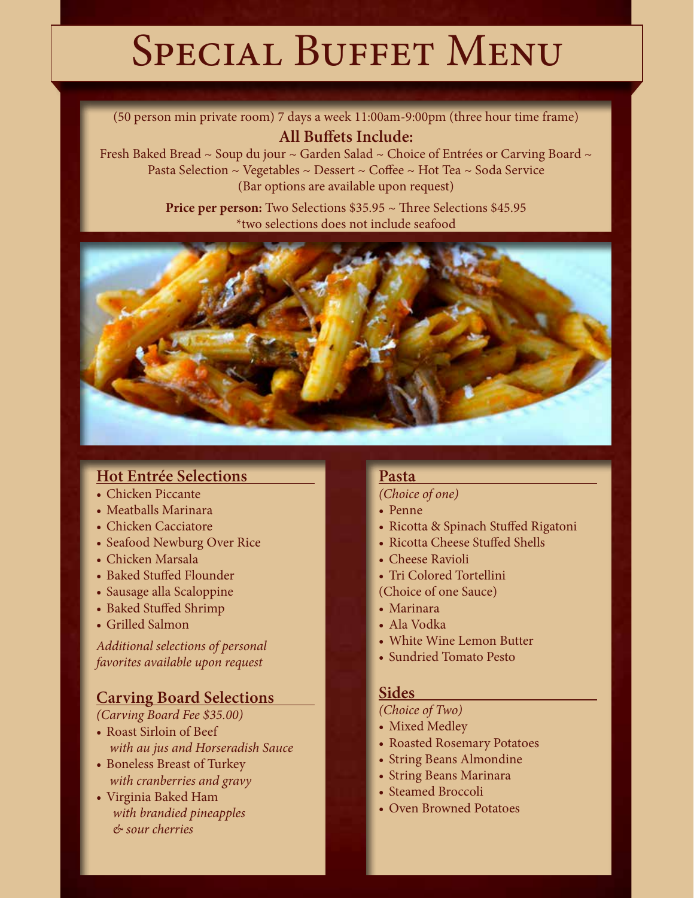# Special Buffet Menu

(50 person min private room) 7 days a week 11:00am-9:00pm (three hour time frame)

**All Buffets Include:**

Fresh Baked Bread ~ Soup du jour ~ Garden Salad ~ Choice of Entrées or Carving Board ~ Pasta Selection ~ Vegetables ~ Dessert ~ Coffee ~ Hot Tea ~ Soda Service
(Bar options are available upon request)

**Price per person:** Two Selections $35.95 ~ Three Selections $45.95
*two selections does not include seafood

## Hot Entrée Selections

- Chicken Piccante
- Meatballs Marinara
- Chicken Cacciatore
- Seafood Newburg Over Rice
- Chicken Marsala
- Baked Stuffed Flounder
- Sausage alla Scaloppine
- Baked Stuffed Shrimp
- Grilled Salmon

*Additional selections of personal favorites available upon request*

## Carving Board Selections

*(Carving Board Fee $35.00)*

- Roast Sirloin of Beef
  *with au jus and Horseradish Sauce*
- Boneless Breast of Turkey
  *with cranberries and gravy*
- Virginia Baked Ham
  *with brandied pineapples & sour cherries*

## Pasta

*(Choice of one)*

- Penne
- Ricotta & Spinach Stuffed Rigatoni
- Ricotta Cheese Stuffed Shells
- Cheese Ravioli
- Tri Colored Tortellini

(Choice of one Sauce)

- Marinara
- Ala Vodka
- White Wine Lemon Butter
- Sundried Tomato Pesto

## Sides

*(Choice of Two)*

- Mixed Medley
- Roasted Rosemary Potatoes
- String Beans Almondine
- String Beans Marinara
- Steamed Broccoli
- Oven Browned Potatoes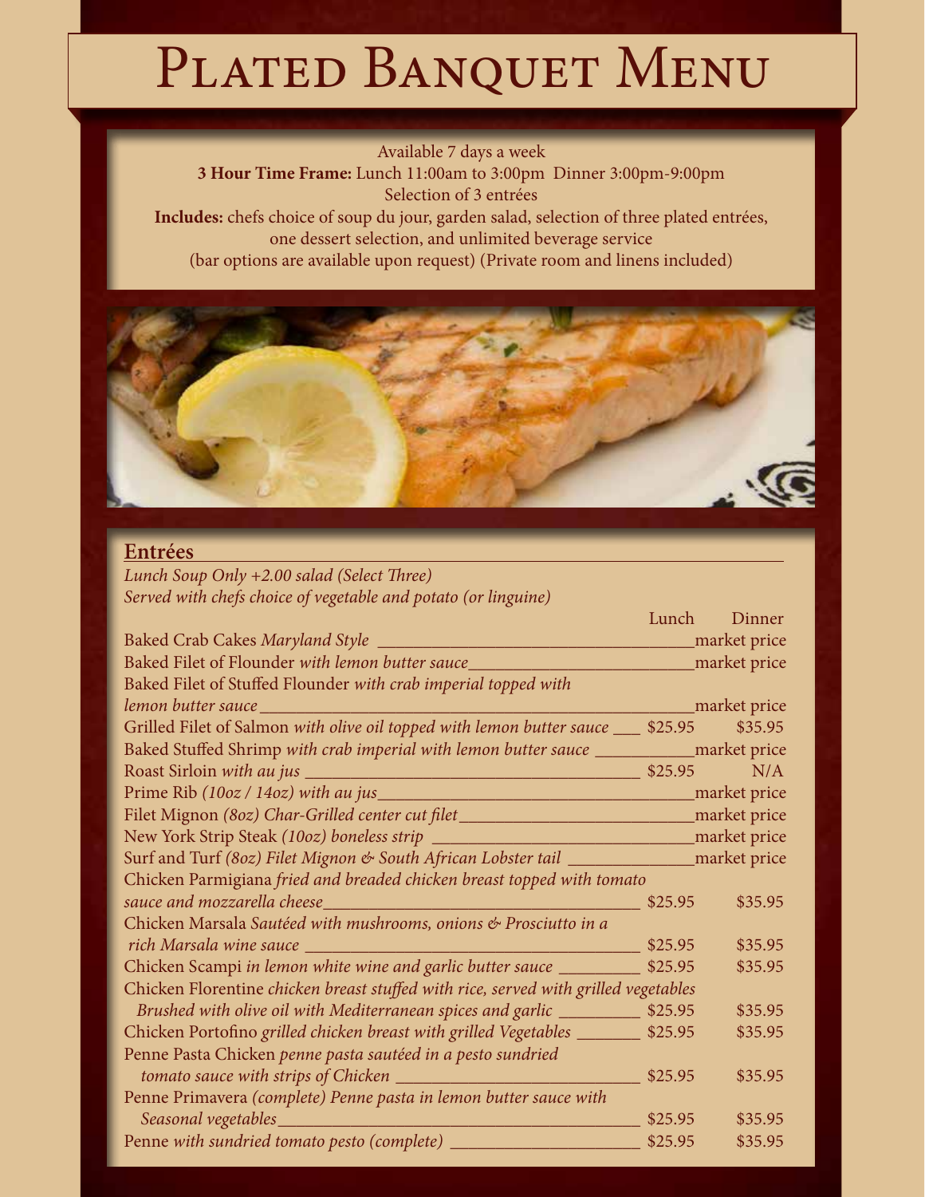# Plated Banquet Menu

Available 7 days a week

**3 Hour Time Frame:** Lunch 11:00am to 3:00pm Dinner 3:00pm-9:00pm

Selection of 3 entrées

**Includes:** chefs choice of soup du jour, garden salad, selection of three plated entrées, one dessert selection, and unlimited beverage service

(bar options are available upon request) (Private room and linens included)

## Entrées

*Lunch Soup Only +2.00 salad (Select Three)*

*Served with chefs choice of vegetable and potato (or linguine)*

| Entrée | Lunch | Dinner |
|---|---|---|
| Baked Crab Cakes *Maryland Style* | market price | |
| Baked Filet of Flounder *with lemon butter sauce* | market price | |
| Baked Filet of Stuffed Flounder *with crab imperial topped with lemon butter sauce* | market price | |
| Grilled Filet of Salmon *with olive oil topped with lemon butter sauce* | $25.95 | $35.95 |
| Baked Stuffed Shrimp *with crab imperial with lemon butter sauce* | market price | |
| Roast Sirloin *with au jus* | $25.95 | N/A |
| Prime Rib *(10oz / 14oz) with au jus* | market price | |
| Filet Mignon *(8oz) Char-Grilled center cut filet* | market price | |
| New York Strip Steak *(10oz) boneless strip* | market price | |
| Surf and Turf *(8oz) Filet Mignon & South African Lobster tail* | market price | |
| Chicken Parmigiana *fried and breaded chicken breast topped with tomato sauce and mozzarella cheese* | $25.95 | $35.95 |
| Chicken Marsala *Sautéed with mushrooms, onions & Prosciutto in a rich Marsala wine sauce* | $25.95 | $35.95 |
| Chicken Scampi *in lemon white wine and garlic butter sauce* | $25.95 | $35.95 |
| Chicken Florentine *chicken breast stuffed with rice, served with grilled vegetables Brushed with olive oil with Mediterranean spices and garlic* | $25.95 | $35.95 |
| Chicken Portofino *grilled chicken breast with grilled Vegetables* | $25.95 | $35.95 |
| Penne Pasta Chicken *penne pasta sautéed in a pesto sundried tomato sauce with strips of Chicken* | $25.95 | $35.95 |
| Penne Primavera *(complete) Penne pasta in lemon butter sauce with Seasonal vegetables* | $25.95 | $35.95 |
| Penne *with sundried tomato pesto (complete)* | $25.95 | $35.95 |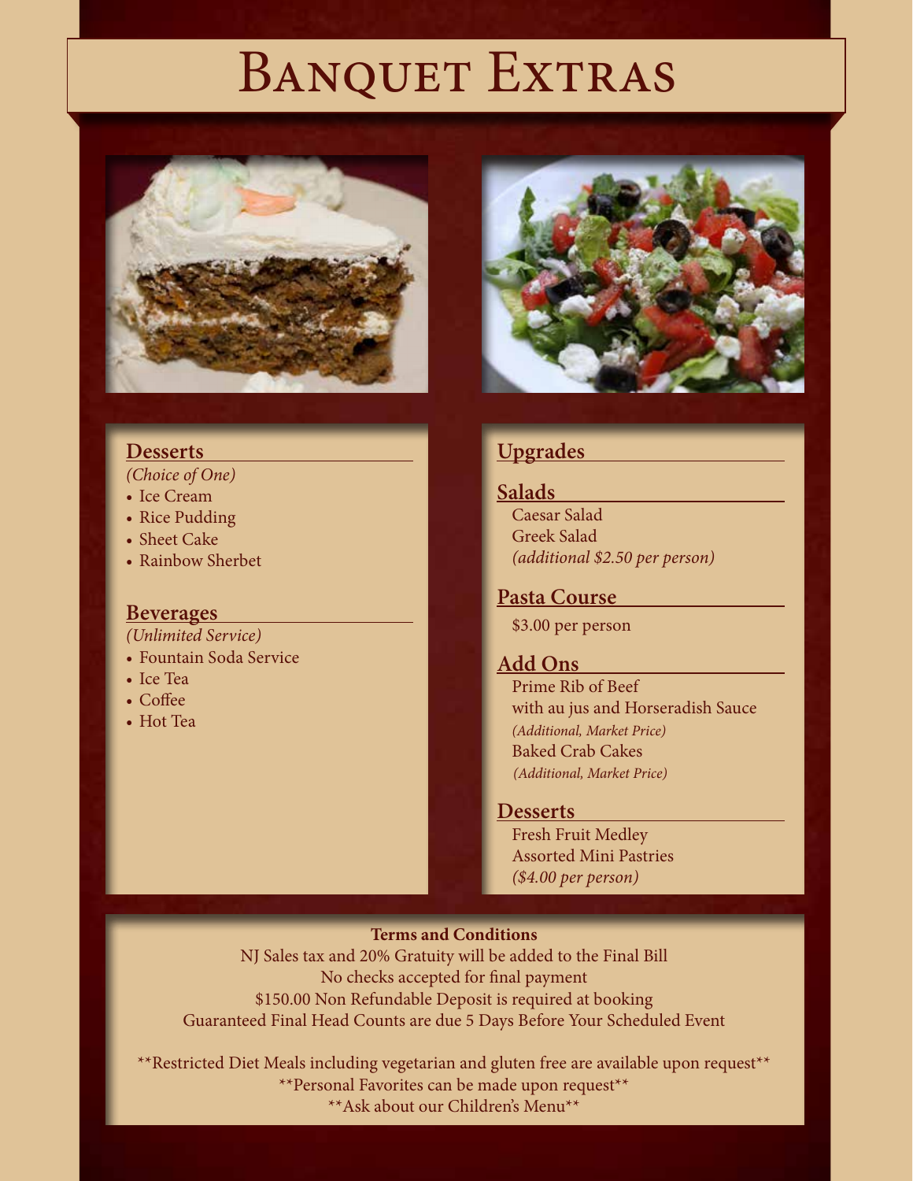# Banquet Extras

## Desserts

*(Choice of One)*

- Ice Cream
- Rice Pudding
- Sheet Cake
- Rainbow Sherbet

## Beverages

*(Unlimited Service)*

- Fountain Soda Service
- Ice Tea
- Coffee
- Hot Tea

## Upgrades

### Salads

Caesar Salad
Greek Salad
*(additional $2.50 per person)*

### Pasta Course

$3.00 per person

### Add Ons

Prime Rib of Beef
with au jus and Horseradish Sauce
*(Additional, Market Price)*
Baked Crab Cakes
*(Additional, Market Price)*

### Desserts

Fresh Fruit Medley
Assorted Mini Pastries
*($4.00 per person)*

**Terms and Conditions**

NJ Sales tax and 20% Gratuity will be added to the Final Bill
No checks accepted for final payment
$150.00 Non Refundable Deposit is required at booking
Guaranteed Final Head Counts are due 5 Days Before Your Scheduled Event

**Restricted Diet Meals including vegetarian and gluten free are available upon request**
**Personal Favorites can be made upon request**
**Ask about our Children's Menu**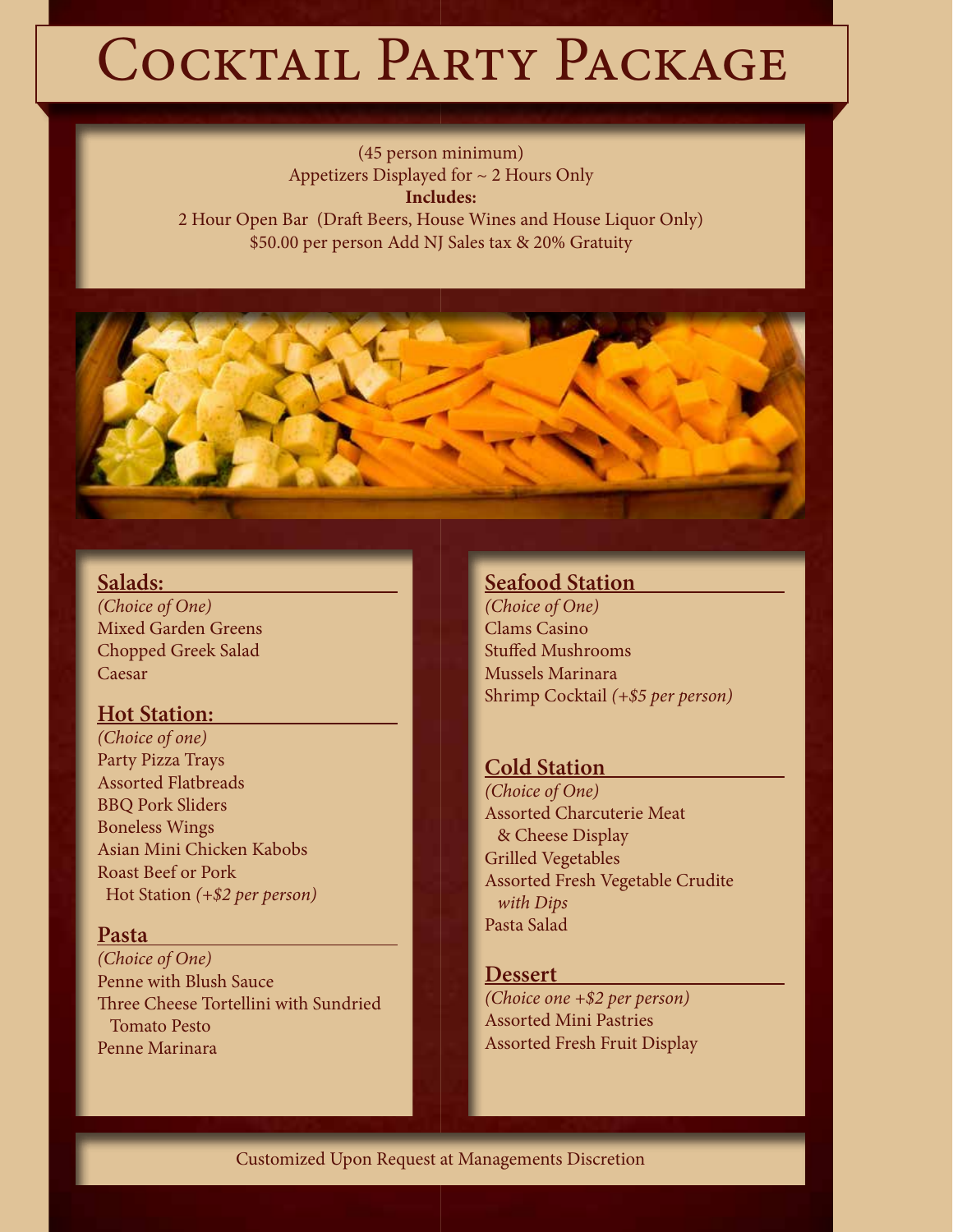# Cocktail Party Package

(45 person minimum)
Appetizers Displayed for ~ 2 Hours Only
**Includes:**
2 Hour Open Bar (Draft Beers, House Wines and House Liquor Only)
$50.00 per person Add NJ Sales tax & 20% Gratuity

## Salads:

*(Choice of One)*
Mixed Garden Greens
Chopped Greek Salad
Caesar

## Hot Station:

*(Choice of one)*
Party Pizza Trays
Assorted Flatbreads
BBQ Pork Sliders
Boneless Wings
Asian Mini Chicken Kabobs
Roast Beef or Pork Hot Station *(+$2 per person)*

## Pasta

*(Choice of One)*
Penne with Blush Sauce
Three Cheese Tortellini with Sundried Tomato Pesto
Penne Marinara

## Seafood Station

*(Choice of One)*
Clams Casino
Stuffed Mushrooms
Mussels Marinara
Shrimp Cocktail *(+$5 per person)*

## Cold Station

*(Choice of One)*
Assorted Charcuterie Meat & Cheese Display
Grilled Vegetables
Assorted Fresh Vegetable Crudite *with Dips*
Pasta Salad

## Dessert

*(Choice one +$2 per person)*
Assorted Mini Pastries
Assorted Fresh Fruit Display

Customized Upon Request at Managements Discretion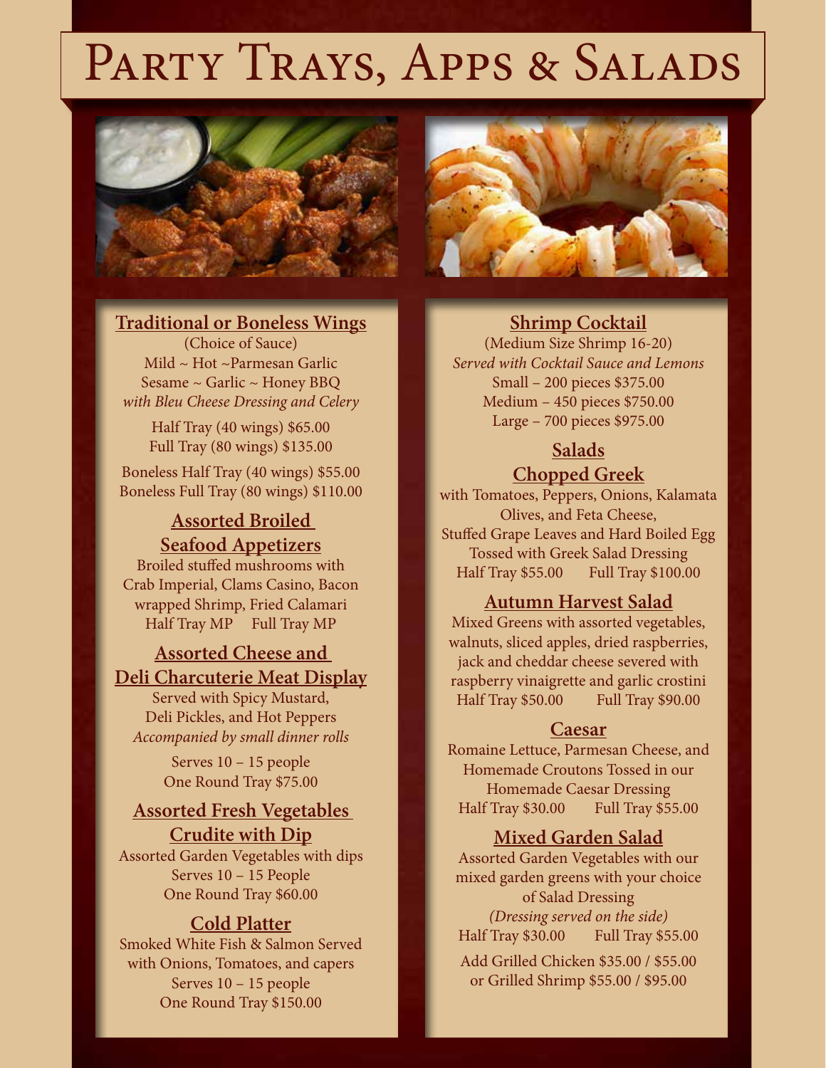# Party Trays, Apps & Salads

### Traditional or Boneless Wings

(Choice of Sauce)

Mild ~ Hot ~Parmesan Garlic

Sesame ~ Garlic ~ Honey BBQ

*with Bleu Cheese Dressing and Celery*

Half Tray (40 wings) $65.00

Full Tray (80 wings) $135.00

Boneless Half Tray (40 wings) $55.00

Boneless Full Tray (80 wings) $110.00

### Assorted Broiled Seafood Appetizers

Broiled stuffed mushrooms with Crab Imperial, Clams Casino, Bacon wrapped Shrimp, Fried Calamari

Half Tray MP     Full Tray MP

### Assorted Cheese and Deli Charcuterie Meat Display

Served with Spicy Mustard, Deli Pickles, and Hot Peppers

*Accompanied by small dinner rolls*

Serves 10 – 15 people

One Round Tray $75.00

### Assorted Fresh Vegetables Crudite with Dip

Assorted Garden Vegetables with dips

Serves 10 – 15 People

One Round Tray $60.00

### Cold Platter

Smoked White Fish & Salmon Served with Onions, Tomatoes, and capers

Serves 10 – 15 people

One Round Tray $150.00

### Shrimp Cocktail

(Medium Size Shrimp 16-20)

*Served with Cocktail Sauce and Lemons*

Small – 200 pieces $375.00

Medium – 450 pieces $750.00

Large – 700 pieces $975.00

## Salads

### Chopped Greek

with Tomatoes, Peppers, Onions, Kalamata Olives, and Feta Cheese, Stuffed Grape Leaves and Hard Boiled Egg Tossed with Greek Salad Dressing

Half Tray $55.00     Full Tray $100.00

### Autumn Harvest Salad

Mixed Greens with assorted vegetables, walnuts, sliced apples, dried raspberries, jack and cheddar cheese severed with raspberry vinaigrette and garlic crostini

Half Tray $50.00     Full Tray $90.00

### Caesar

Romaine Lettuce, Parmesan Cheese, and Homemade Croutons Tossed in our Homemade Caesar Dressing

Half Tray $30.00     Full Tray $55.00

### Mixed Garden Salad

Assorted Garden Vegetables with our mixed garden greens with your choice of Salad Dressing

*(Dressing served on the side)*

Half Tray $30.00     Full Tray $55.00

Add Grilled Chicken $35.00 / $55.00

or Grilled Shrimp $55.00 / $95.00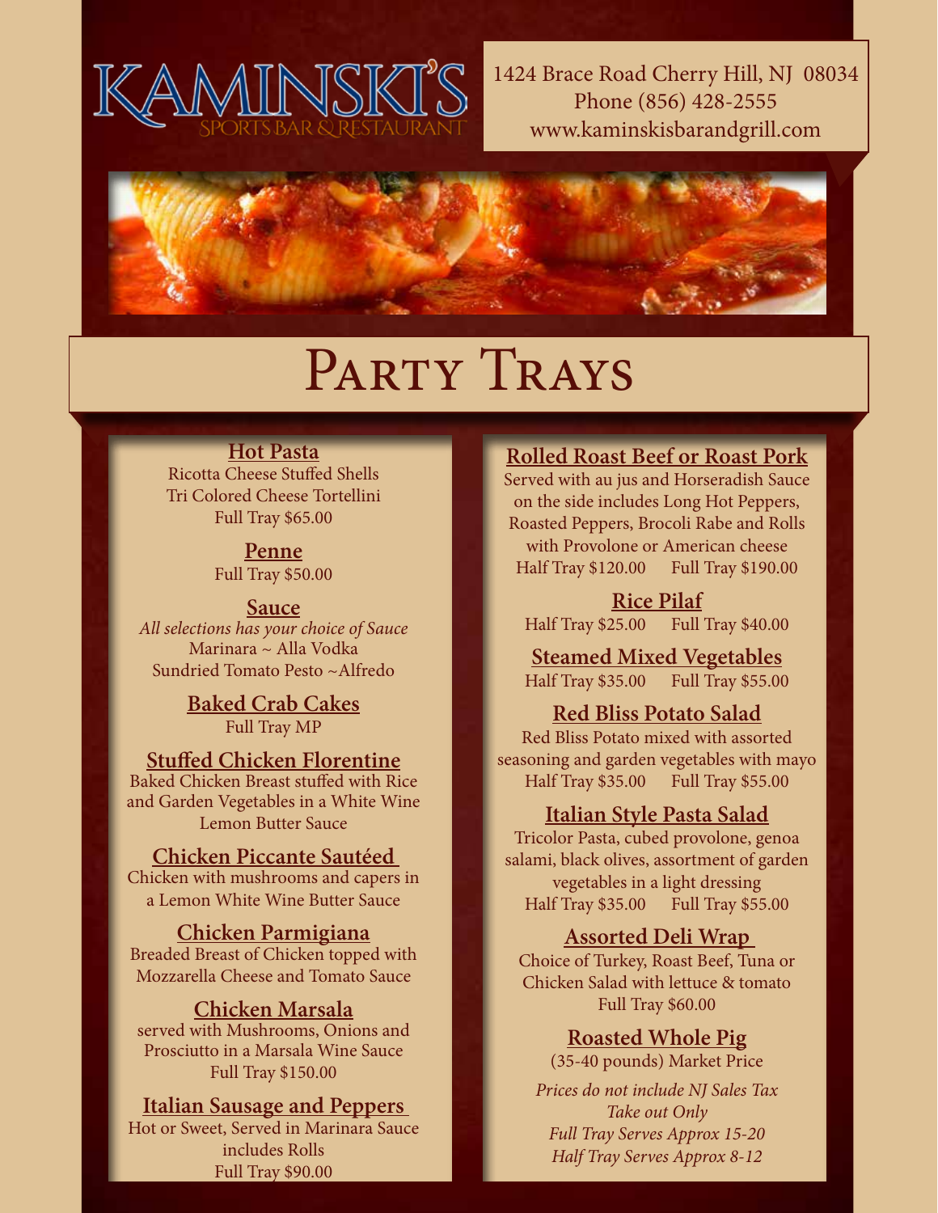KAMINSKI'S
SPORTS BAR & RESTAURANT

1424 Brace Road Cherry Hill, NJ 08034
Phone (856) 428-2555
www.kaminskisbarandgrill.com

# Party Trays

### Hot Pasta

Ricotta Cheese Stuffed Shells
Tri Colored Cheese Tortellini
Full Tray $65.00

### Penne

Full Tray $50.00

### Sauce

*All selections has your choice of Sauce*
Marinara ~ Alla Vodka
Sundried Tomato Pesto ~Alfredo

### Baked Crab Cakes

Full Tray MP

### Stuffed Chicken Florentine

Baked Chicken Breast stuffed with Rice and Garden Vegetables in a White Wine Lemon Butter Sauce

### Chicken Piccante Sautéed

Chicken with mushrooms and capers in a Lemon White Wine Butter Sauce

### Chicken Parmigiana

Breaded Breast of Chicken topped with Mozzarella Cheese and Tomato Sauce

### Chicken Marsala

served with Mushrooms, Onions and Prosciutto in a Marsala Wine Sauce
Full Tray $150.00

### Italian Sausage and Peppers

Hot or Sweet, Served in Marinara Sauce includes Rolls
Full Tray $90.00

### Rolled Roast Beef or Roast Pork

Served with au jus and Horseradish Sauce on the side includes Long Hot Peppers, Roasted Peppers, Brocoli Rabe and Rolls with Provolone or American cheese
Half Tray $120.00 Full Tray $190.00

### Rice Pilaf

Half Tray $25.00 Full Tray $40.00

### Steamed Mixed Vegetables

Half Tray $35.00 Full Tray $55.00

### Red Bliss Potato Salad

Red Bliss Potato mixed with assorted seasoning and garden vegetables with mayo
Half Tray $35.00 Full Tray $55.00

### Italian Style Pasta Salad

Tricolor Pasta, cubed provolone, genoa salami, black olives, assortment of garden vegetables in a light dressing
Half Tray $35.00 Full Tray $55.00

### Assorted Deli Wrap

Choice of Turkey, Roast Beef, Tuna or Chicken Salad with lettuce & tomato
Full Tray $60.00

### Roasted Whole Pig

(35-40 pounds) Market Price

*Prices do not include NJ Sales Tax*
*Take out Only*
*Full Tray Serves Approx 15-20*
*Half Tray Serves Approx 8-12*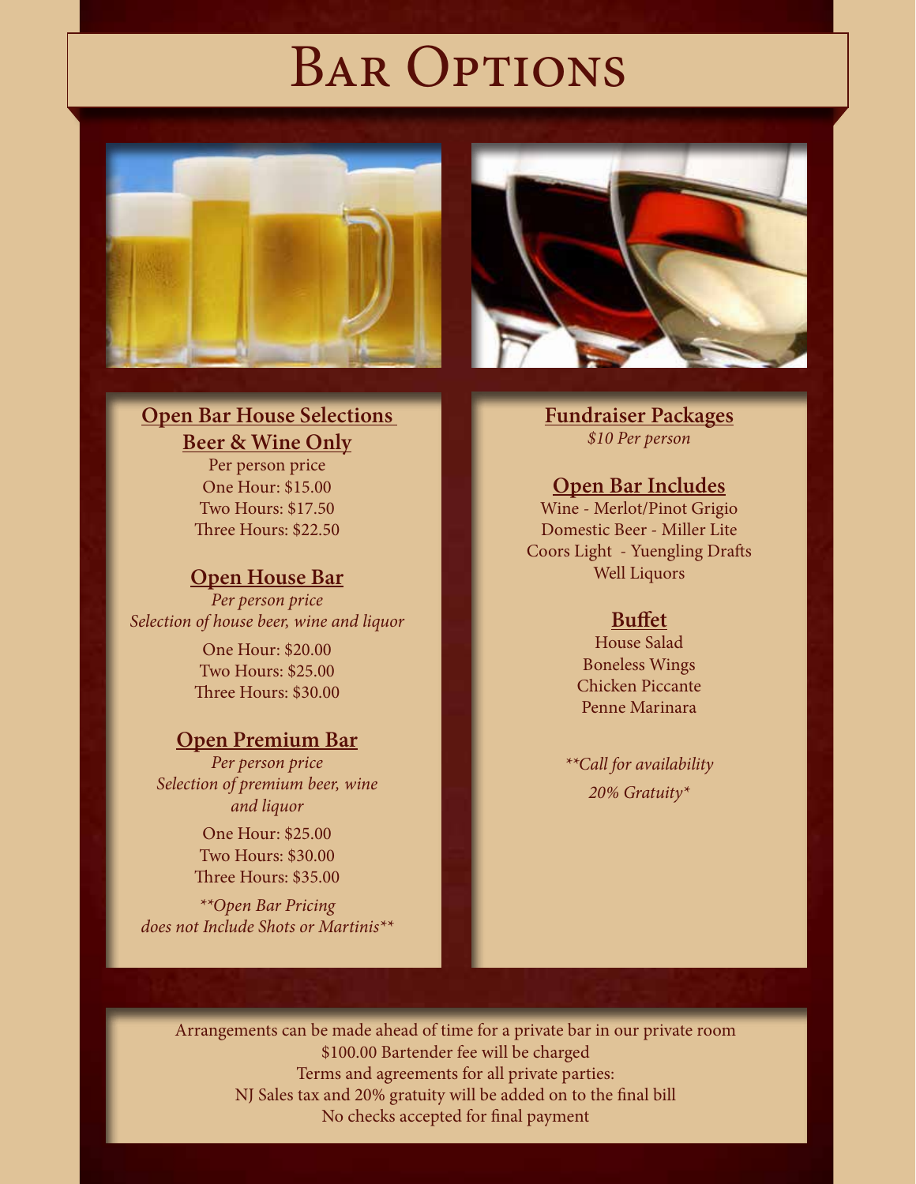# Bar Options

## Open Bar House Selections Beer & Wine Only

Per person price

One Hour: $15.00

Two Hours: $17.50

Three Hours: $22.50

## Open House Bar

*Per person price*

*Selection of house beer, wine and liquor*

One Hour: $20.00

Two Hours: $25.00

Three Hours: $30.00

## Open Premium Bar

*Per person price*

*Selection of premium beer, wine and liquor*

One Hour: $25.00

Two Hours: $30.00

Three Hours: $35.00

*\*\*Open Bar Pricing does not Include Shots or Martinis\*\**

## Fundraiser Packages

*$10 Per person*

### Open Bar Includes

Wine - Merlot/Pinot Grigio

Domestic Beer - Miller Lite

Coors Light - Yuengling Drafts

Well Liquors

### Buffet

House Salad

Boneless Wings

Chicken Piccante

Penne Marinara

*\*\*Call for availability*

*20% Gratuity\**

Arrangements can be made ahead of time for a private bar in our private room

$100.00 Bartender fee will be charged

Terms and agreements for all private parties:

NJ Sales tax and 20% gratuity will be added on to the final bill

No checks accepted for final payment